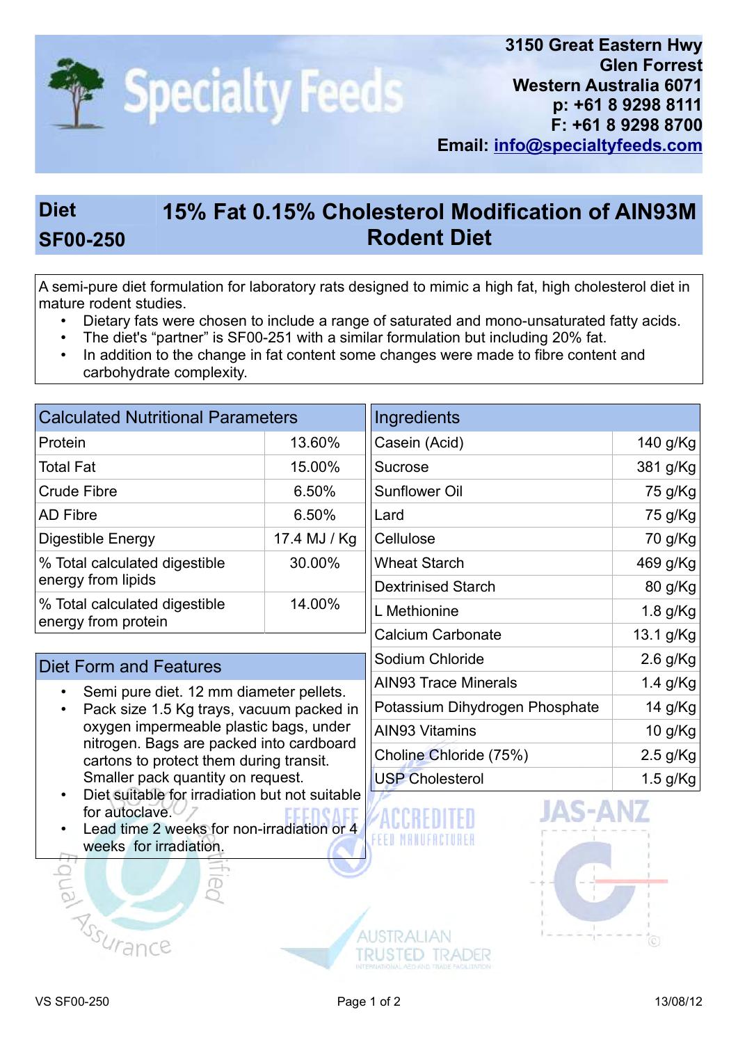# Specialty Feeds

3150 Great Eastern Hwy
Glen Forrest
Western Australia 6071
p: +61 8 9298 8111
F: +61 8 9298 8700
Email: info@specialtyfeeds.com

## Diet SF00-250 — 15% Fat 0.15% Cholesterol Modification of AIN93M Rodent Diet

A semi-pure diet formulation for laboratory rats designed to mimic a high fat, high cholesterol diet in mature rodent studies.

- Dietary fats were chosen to include a range of saturated and mono-unsaturated fatty acids.
- The diet's "partner" is SF00-251 with a similar formulation but including 20% fat.
- In addition to the change in fat content some changes were made to fibre content and carbohydrate complexity.

### Calculated Nutritional Parameters

| Calculated Nutritional Parameters | |
|---|---|
| Protein | 13.60% |
| Total Fat | 15.00% |
| Crude Fibre | 6.50% |
| AD Fibre | 6.50% |
| Digestible Energy | 17.4 MJ / Kg |
| % Total calculated digestible energy from lipids | 30.00% |
| % Total calculated digestible energy from protein | 14.00% |

### Diet Form and Features

- Semi pure diet. 12 mm diameter pellets.
- Pack size 1.5 Kg trays, vacuum packed in oxygen impermeable plastic bags, under nitrogen. Bags are packed into cardboard cartons to protect them during transit. Smaller pack quantity on request.
- Diet suitable for irradiation but not suitable for autoclave.
- Lead time 2 weeks for non-irradiation or 4 weeks for irradiation.

### Ingredients

| Ingredients | |
|---|---|
| Casein (Acid) | 140 g/Kg |
| Sucrose | 381 g/Kg |
| Sunflower Oil | 75 g/Kg |
| Lard | 75 g/Kg |
| Cellulose | 70 g/Kg |
| Wheat Starch | 469 g/Kg |
| Dextrinised Starch | 80 g/Kg |
| L Methionine | 1.8 g/Kg |
| Calcium Carbonate | 13.1 g/Kg |
| Sodium Chloride | 2.6 g/Kg |
| AIN93 Trace Minerals | 1.4 g/Kg |
| Potassium Dihydrogen Phosphate | 14 g/Kg |
| AIN93 Vitamins | 10 g/Kg |
| Choline Chloride (75%) | 2.5 g/Kg |
| USP Cholesterol | 1.5 g/Kg |

VS SF00-250 13/08/12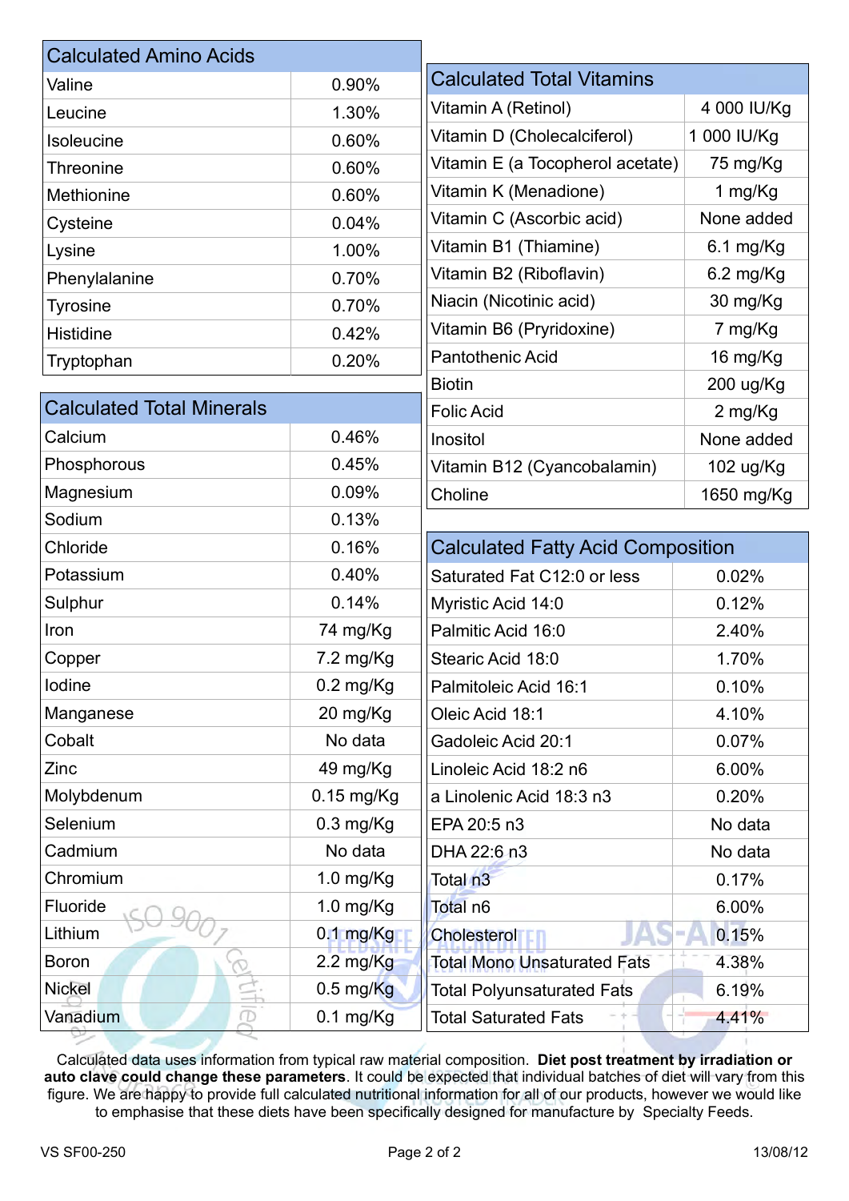| Calculated Amino Acids | |
|---|---|
| Valine | 0.90% |
| Leucine | 1.30% |
| Isoleucine | 0.60% |
| Threonine | 0.60% |
| Methionine | 0.60% |
| Cysteine | 0.04% |
| Lysine | 1.00% |
| Phenylalanine | 0.70% |
| Tyrosine | 0.70% |
| Histidine | 0.42% |
| Tryptophan | 0.20% |

| Calculated Total Minerals | |
|---|---|
| Calcium | 0.46% |
| Phosphorous | 0.45% |
| Magnesium | 0.09% |
| Sodium | 0.13% |
| Chloride | 0.16% |
| Potassium | 0.40% |
| Sulphur | 0.14% |
| Iron | 74 mg/Kg |
| Copper | 7.2 mg/Kg |
| Iodine | 0.2 mg/Kg |
| Manganese | 20 mg/Kg |
| Cobalt | No data |
| Zinc | 49 mg/Kg |
| Molybdenum | 0.15 mg/Kg |
| Selenium | 0.3 mg/Kg |
| Cadmium | No data |
| Chromium | 1.0 mg/Kg |
| Fluoride | 1.0 mg/Kg |
| Lithium | 0.1 mg/Kg |
| Boron | 2.2 mg/Kg |
| Nickel | 0.5 mg/Kg |
| Vanadium | 0.1 mg/Kg |

| Calculated Total Vitamins | |
|---|---|
| Vitamin A (Retinol) | 4 000 IU/Kg |
| Vitamin D (Cholecalciferol) | 1 000 IU/Kg |
| Vitamin E (a Tocopherol acetate) | 75 mg/Kg |
| Vitamin K (Menadione) | 1 mg/Kg |
| Vitamin C (Ascorbic acid) | None added |
| Vitamin B1 (Thiamine) | 6.1 mg/Kg |
| Vitamin B2 (Riboflavin) | 6.2 mg/Kg |
| Niacin (Nicotinic acid) | 30 mg/Kg |
| Vitamin B6 (Pryridoxine) | 7 mg/Kg |
| Pantothenic Acid | 16 mg/Kg |
| Biotin | 200 ug/Kg |
| Folic Acid | 2 mg/Kg |
| Inositol | None added |
| Vitamin B12 (Cyancobalamin) | 102 ug/Kg |
| Choline | 1650 mg/Kg |

| Calculated Fatty Acid Composition | |
|---|---|
| Saturated Fat C12:0 or less | 0.02% |
| Myristic Acid 14:0 | 0.12% |
| Palmitic Acid 16:0 | 2.40% |
| Stearic Acid 18:0 | 1.70% |
| Palmitoleic Acid 16:1 | 0.10% |
| Oleic Acid 18:1 | 4.10% |
| Gadoleic Acid 20:1 | 0.07% |
| Linoleic Acid 18:2 n6 | 6.00% |
| a Linolenic Acid 18:3 n3 | 0.20% |
| EPA 20:5 n3 | No data |
| DHA 22:6 n3 | No data |
| Total n3 | 0.17% |
| Total n6 | 6.00% |
| Cholesterol | 0.15% |
| Total Mono Unsaturated Fats | 4.38% |
| Total Polyunsaturated Fats | 6.19% |
| Total Saturated Fats | 4.41% |

Calculated data uses information from typical raw material composition. **Diet post treatment by irradiation or auto clave could change these parameters**. It could be expected that individual batches of diet will vary from this figure. We are happy to provide full calculated nutritional information for all of our products, however we would like to emphasise that these diets have been specifically designed for manufacture by Specialty Feeds.

VS SF00-250

13/08/12